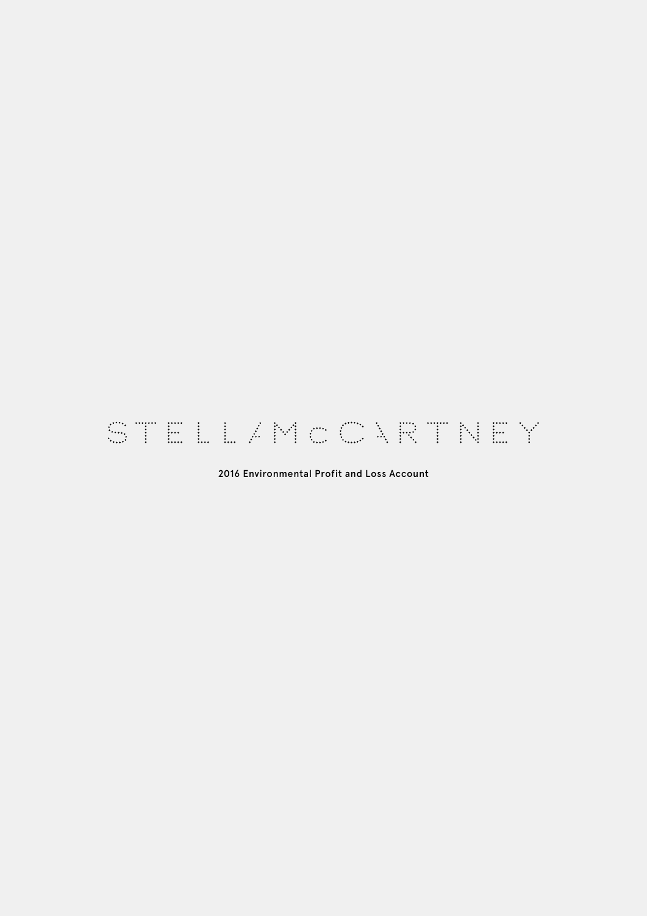# STELLA McCARTNEY

2016 Environmental Profit and Loss Account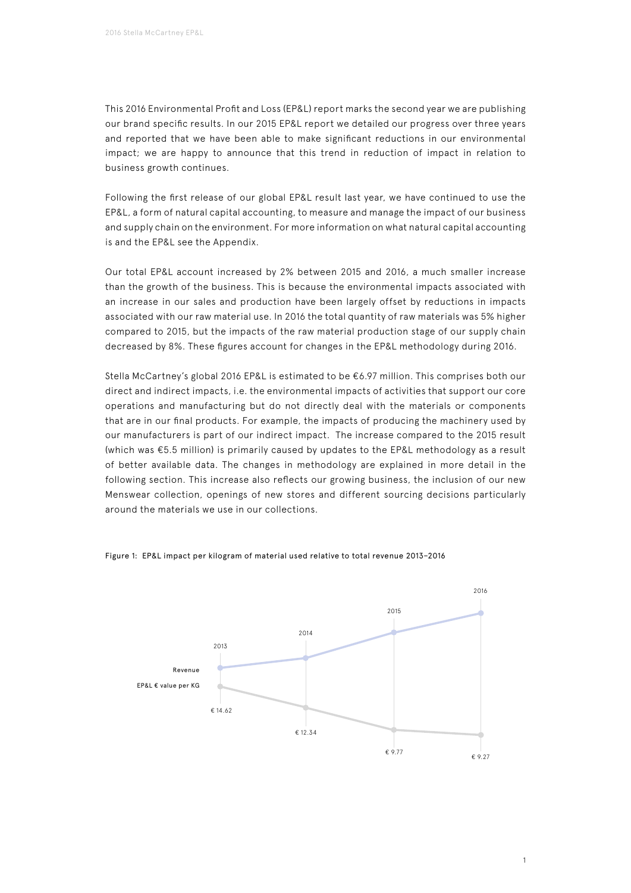This 2016 Environmental Profit and Loss (EP&L) report marks the second year we are publishing our brand specific results. In our 2015 EP&L report we detailed our progress over three years and reported that we have been able to make significant reductions in our environmental impact; we are happy to announce that this trend in reduction of impact in relation to business growth continues.

Following the first release of our global EP&L result last year, we have continued to use the EP&L, a form of natural capital accounting, to measure and manage the impact of our business and supply chain on the environment. For more information on what natural capital accounting is and the EP&L see the Appendix.

Our total EP&L account increased by 2% between 2015 and 2016, a much smaller increase than the growth of the business. This is because the environmental impacts associated with an increase in our sales and production have been largely offset by reductions in impacts associated with our raw material use. In 2016 the total quantity of raw materials was 5% higher compared to 2015, but the impacts of the raw material production stage of our supply chain decreased by 8%. These figures account for changes in the EP&L methodology during 2016.

Stella McCartney's global 2016 EP&L is estimated to be €6.97 million. This comprises both our direct and indirect impacts, i.e. the environmental impacts of activities that support our core operations and manufacturing but do not directly deal with the materials or components that are in our final products. For example, the impacts of producing the machinery used by our manufacturers is part of our indirect impact. The increase compared to the 2015 result (which was €5.5 million) is primarily caused by updates to the EP&L methodology as a result of better available data. The changes in methodology are explained in more detail in the following section. This increase also reflects our growing business, the inclusion of our new Menswear collection, openings of new stores and different sourcing decisions particularly around the materials we use in our collections.

Figure 1: EP&L impact per kilogram of material used relative to total revenue 2013–2016

| | 2013 | 2014 | 2015 | 2016 |
|---|---|---|---|---|
| EP&L € value per KG | € 14.62 | € 12.34 | € 9.77 | € 9.27 |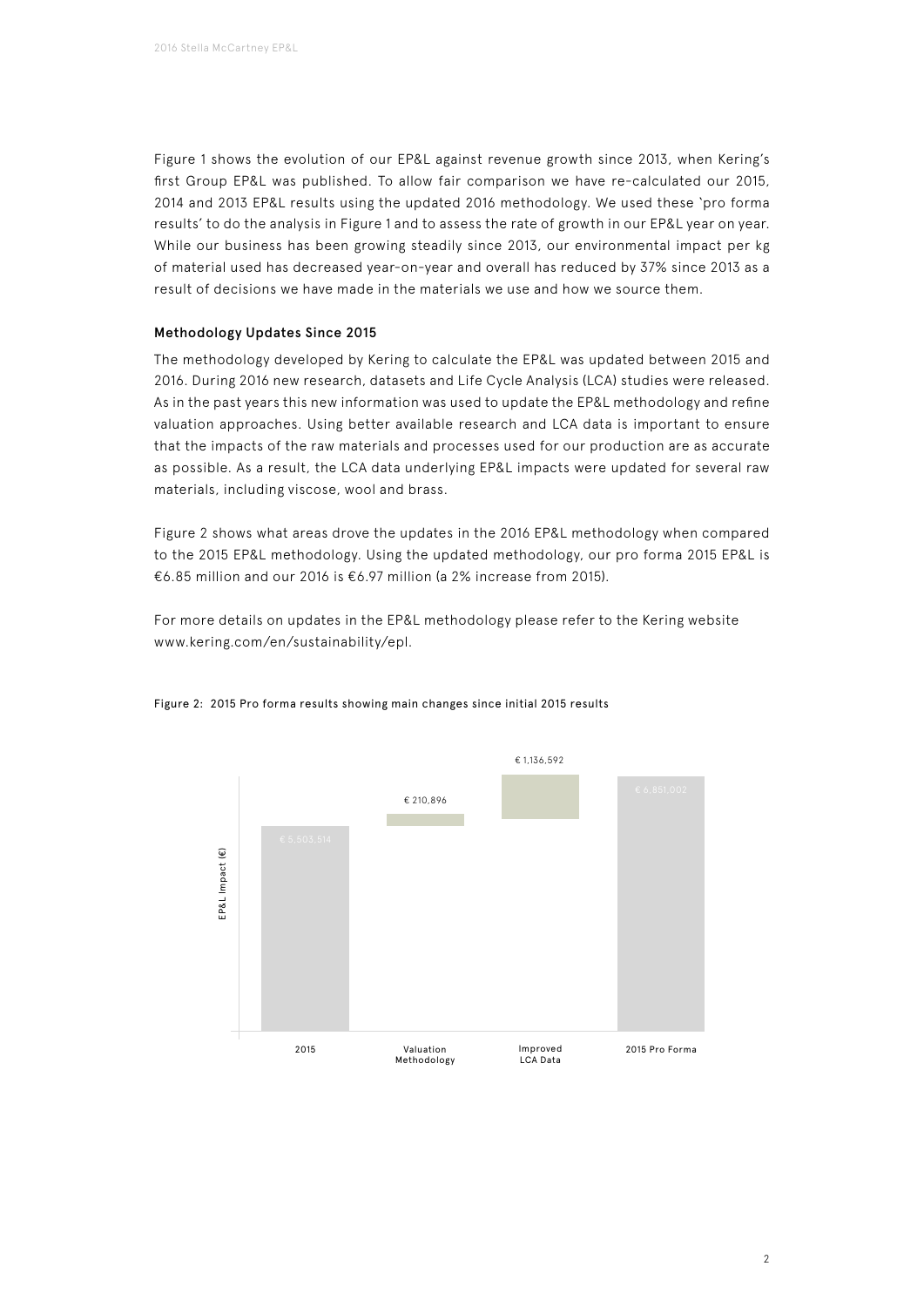Figure 1 shows the evolution of our EP&L against revenue growth since 2013, when Kering's first Group EP&L was published. To allow fair comparison we have re-calculated our 2015, 2014 and 2013 EP&L results using the updated 2016 methodology. We used these 'pro forma results' to do the analysis in Figure 1 and to assess the rate of growth in our EP&L year on year. While our business has been growing steadily since 2013, our environmental impact per kg of material used has decreased year-on-year and overall has reduced by 37% since 2013 as a result of decisions we have made in the materials we use and how we source them.

### Methodology Updates Since 2015

The methodology developed by Kering to calculate the EP&L was updated between 2015 and 2016. During 2016 new research, datasets and Life Cycle Analysis (LCA) studies were released. As in the past years this new information was used to update the EP&L methodology and refine valuation approaches. Using better available research and LCA data is important to ensure that the impacts of the raw materials and processes used for our production are as accurate as possible. As a result, the LCA data underlying EP&L impacts were updated for several raw materials, including viscose, wool and brass.

Figure 2 shows what areas drove the updates in the 2016 EP&L methodology when compared to the 2015 EP&L methodology. Using the updated methodology, our pro forma 2015 EP&L is €6.85 million and our 2016 is €6.97 million (a 2% increase from 2015).

For more details on updates in the EP&L methodology please refer to the Kering website www.kering.com/en/sustainability/epl.

Figure 2: 2015 Pro forma results showing main changes since initial 2015 results

| | 2015 | Valuation Methodology | Improved LCA Data | 2015 Pro Forma |
|---|---|---|---|---|
| EP&L Impact (€) | € 5,503,514 | € 210,896 | € 1,136,592 | € 6,851,002 |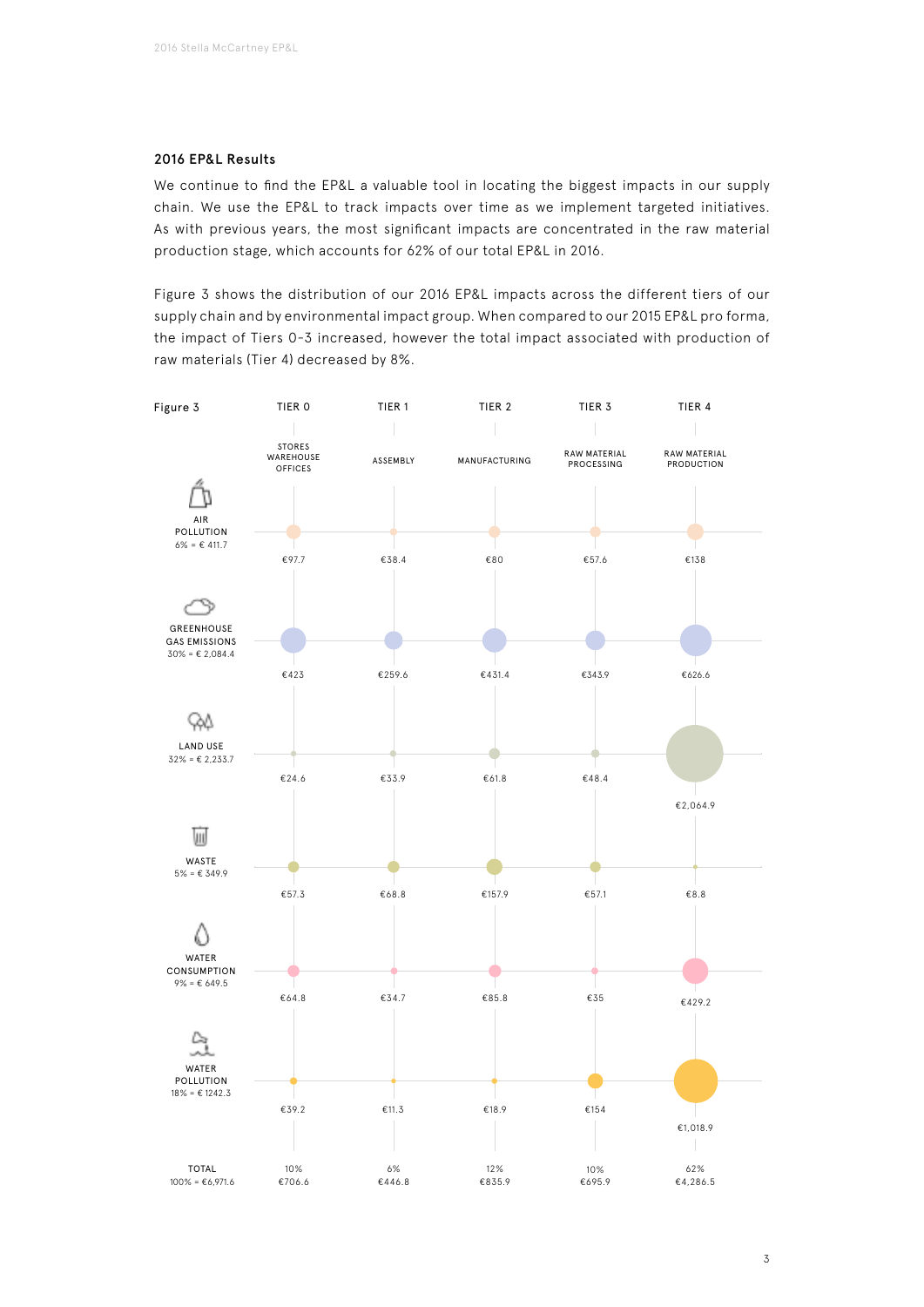## 2016 EP&L Results

We continue to find the EP&L a valuable tool in locating the biggest impacts in our supply chain. We use the EP&L to track impacts over time as we implement targeted initiatives. As with previous years, the most significant impacts are concentrated in the raw material production stage, which accounts for 62% of our total EP&L in 2016.

Figure 3 shows the distribution of our 2016 EP&L impacts across the different tiers of our supply chain and by environmental impact group. When compared to our 2015 EP&L pro forma, the impact of Tiers 0-3 increased, however the total impact associated with production of raw materials (Tier 4) decreased by 8%.

Figure 3

| | TIER 0 | TIER 1 | TIER 2 | TIER 3 | TIER 4 |
|---|---|---|---|---|---|
| | STORES WAREHOUSE OFFICES | ASSEMBLY | MANUFACTURING | RAW MATERIAL PROCESSING | RAW MATERIAL PRODUCTION |
| AIR POLLUTION 6% = € 411.7 | €97.7 | €38.4 | €80 | €57.6 | €138 |
| GREENHOUSE GAS EMISSIONS 30% = € 2,084.4 | €423 | €259.6 | €431.4 | €343.9 | €626.6 |
| LAND USE 32% = € 2,233.7 | €24.6 | €33.9 | €61.8 | €48.4 | €2,064.9 |
| WASTE 5% = € 349.9 | €57.3 | €68.8 | €157.9 | €57.1 | €8.8 |
| WATER CONSUMPTION 9% = € 649.5 | €64.8 | €34.7 | €85.8 | €35 | €429.2 |
| WATER POLLUTION 18% = € 1242.3 | €39.2 | €11.3 | €18.9 | €154 | €1,018.9 |
| TOTAL 100% = €6,971.6 | 10% €706.6 | 6% €446.8 | 12% €835.9 | 10% €695.9 | 62% €4,286.5 |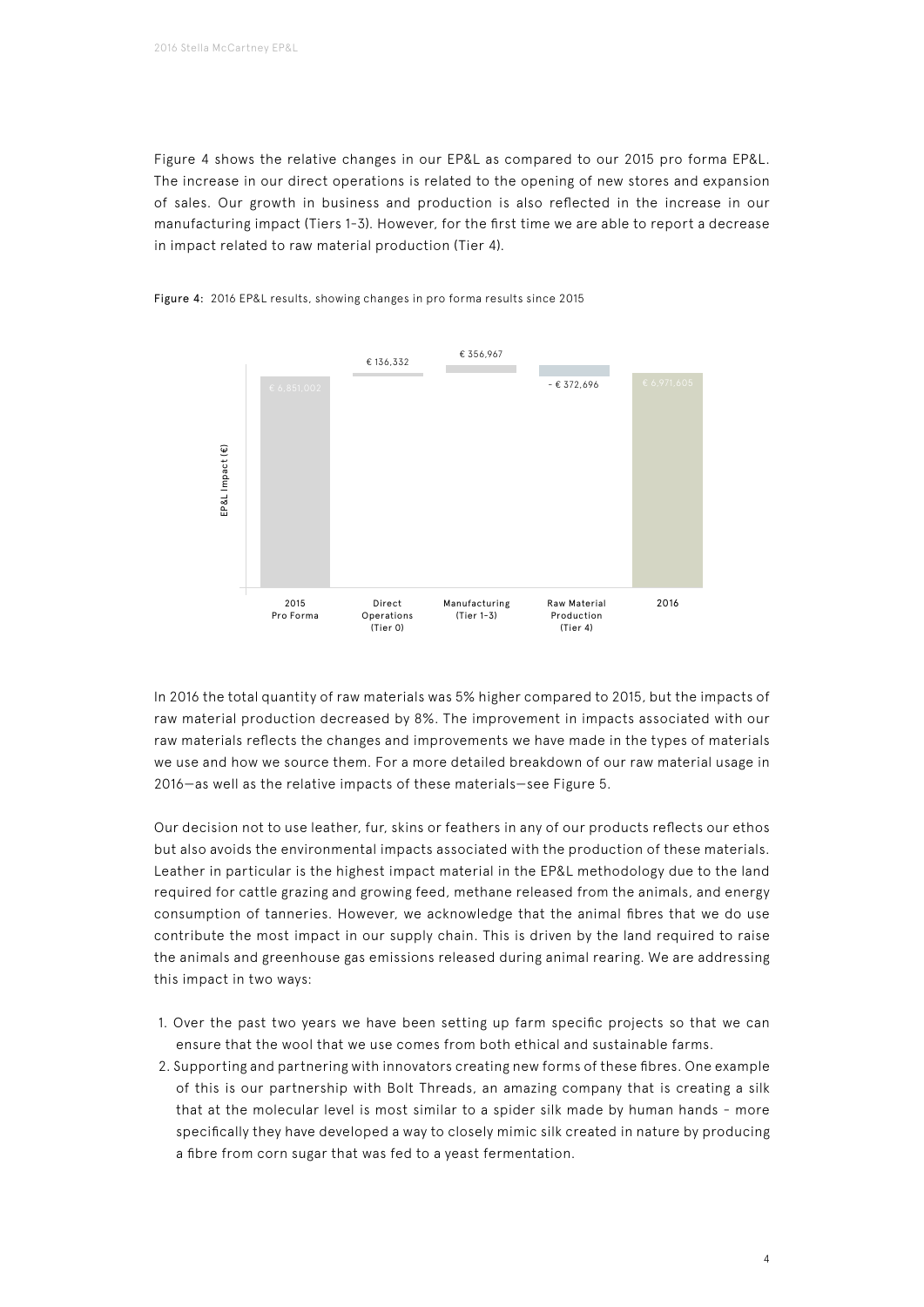Figure 4 shows the relative changes in our EP&L as compared to our 2015 pro forma EP&L. The increase in our direct operations is related to the opening of new stores and expansion of sales. Our growth in business and production is also reflected in the increase in our manufacturing impact (Tiers 1–3). However, for the first time we are able to report a decrease in impact related to raw material production (Tier 4).

**Figure 4:** 2016 EP&L results, showing changes in pro forma results since 2015

| | 2015 Pro Forma | Direct Operations (Tier 0) | Manufacturing (Tier 1–3) | Raw Material Production (Tier 4) | 2016 |
|---|---|---|---|---|---|
| EP&L Impact (€) | € 6,851,002 | € 136,332 | € 356,967 | - € 372,696 | € 6,971,605 |

In 2016 the total quantity of raw materials was 5% higher compared to 2015, but the impacts of raw material production decreased by 8%. The improvement in impacts associated with our raw materials reflects the changes and improvements we have made in the types of materials we use and how we source them. For a more detailed breakdown of our raw material usage in 2016—as well as the relative impacts of these materials—see Figure 5.

Our decision not to use leather, fur, skins or feathers in any of our products reflects our ethos but also avoids the environmental impacts associated with the production of these materials. Leather in particular is the highest impact material in the EP&L methodology due to the land required for cattle grazing and growing feed, methane released from the animals, and energy consumption of tanneries. However, we acknowledge that the animal fibres that we do use contribute the most impact in our supply chain. This is driven by the land required to raise the animals and greenhouse gas emissions released during animal rearing. We are addressing this impact in two ways:

1. Over the past two years we have been setting up farm specific projects so that we can ensure that the wool that we use comes from both ethical and sustainable farms.
2. Supporting and partnering with innovators creating new forms of these fibres. One example of this is our partnership with Bolt Threads, an amazing company that is creating a silk that at the molecular level is most similar to a spider silk made by human hands – more specifically they have developed a way to closely mimic silk created in nature by producing a fibre from corn sugar that was fed to a yeast fermentation.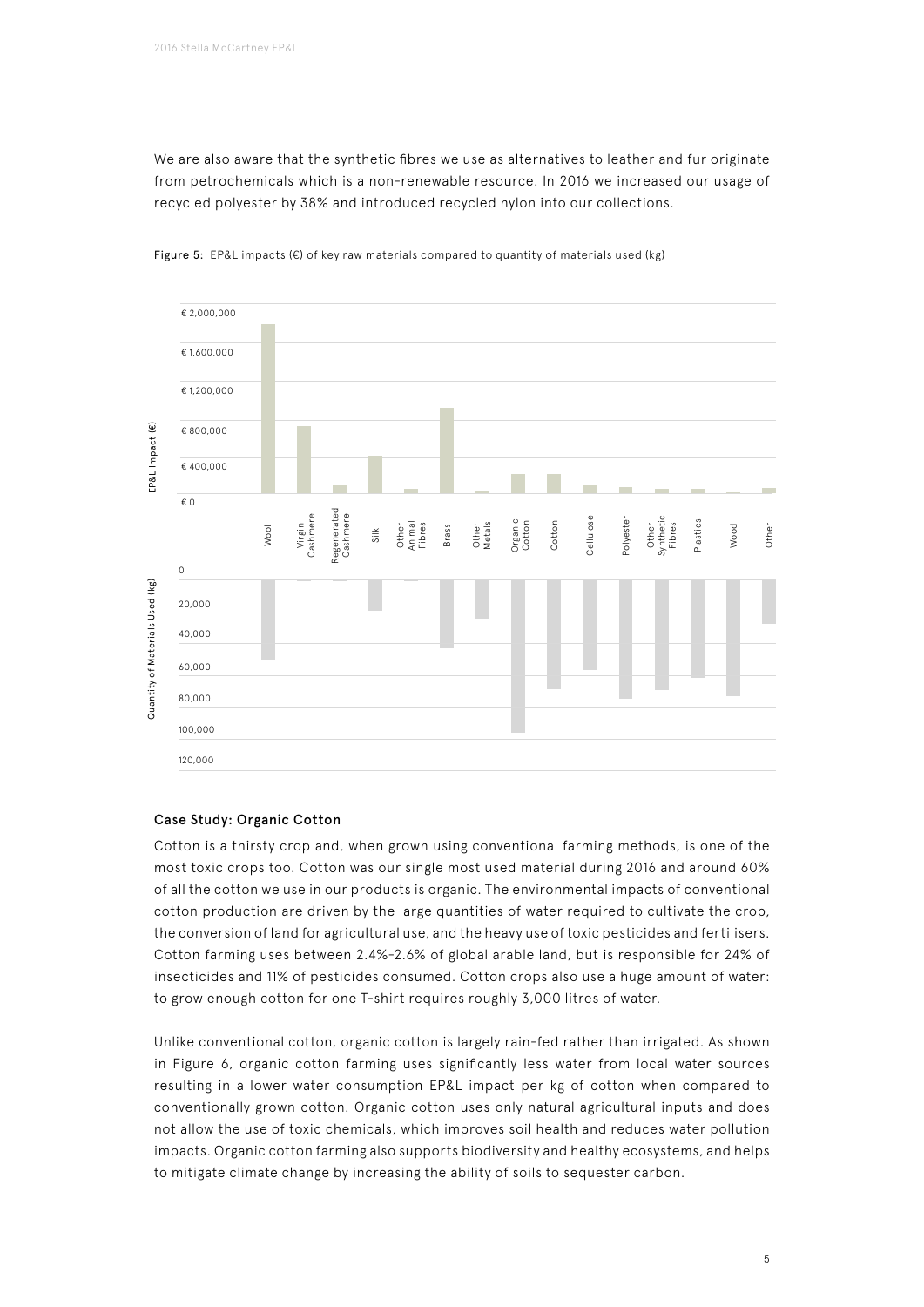We are also aware that the synthetic fibres we use as alternatives to leather and fur originate from petrochemicals which is a non-renewable resource. In 2016 we increased our usage of recycled polyester by 38% and introduced recycled nylon into our collections.

**Figure 5:** EP&L impacts (€) of key raw materials compared to quantity of materials used (kg)

### Case Study: Organic Cotton

Cotton is a thirsty crop and, when grown using conventional farming methods, is one of the most toxic crops too. Cotton was our single most used material during 2016 and around 60% of all the cotton we use in our products is organic. The environmental impacts of conventional cotton production are driven by the large quantities of water required to cultivate the crop, the conversion of land for agricultural use, and the heavy use of toxic pesticides and fertilisers. Cotton farming uses between 2.4%-2.6% of global arable land, but is responsible for 24% of insecticides and 11% of pesticides consumed. Cotton crops also use a huge amount of water: to grow enough cotton for one T-shirt requires roughly 3,000 litres of water.

Unlike conventional cotton, organic cotton is largely rain-fed rather than irrigated. As shown in Figure 6, organic cotton farming uses significantly less water from local water sources resulting in a lower water consumption EP&L impact per kg of cotton when compared to conventionally grown cotton. Organic cotton uses only natural agricultural inputs and does not allow the use of toxic chemicals, which improves soil health and reduces water pollution impacts. Organic cotton farming also supports biodiversity and healthy ecosystems, and helps to mitigate climate change by increasing the ability of soils to sequester carbon.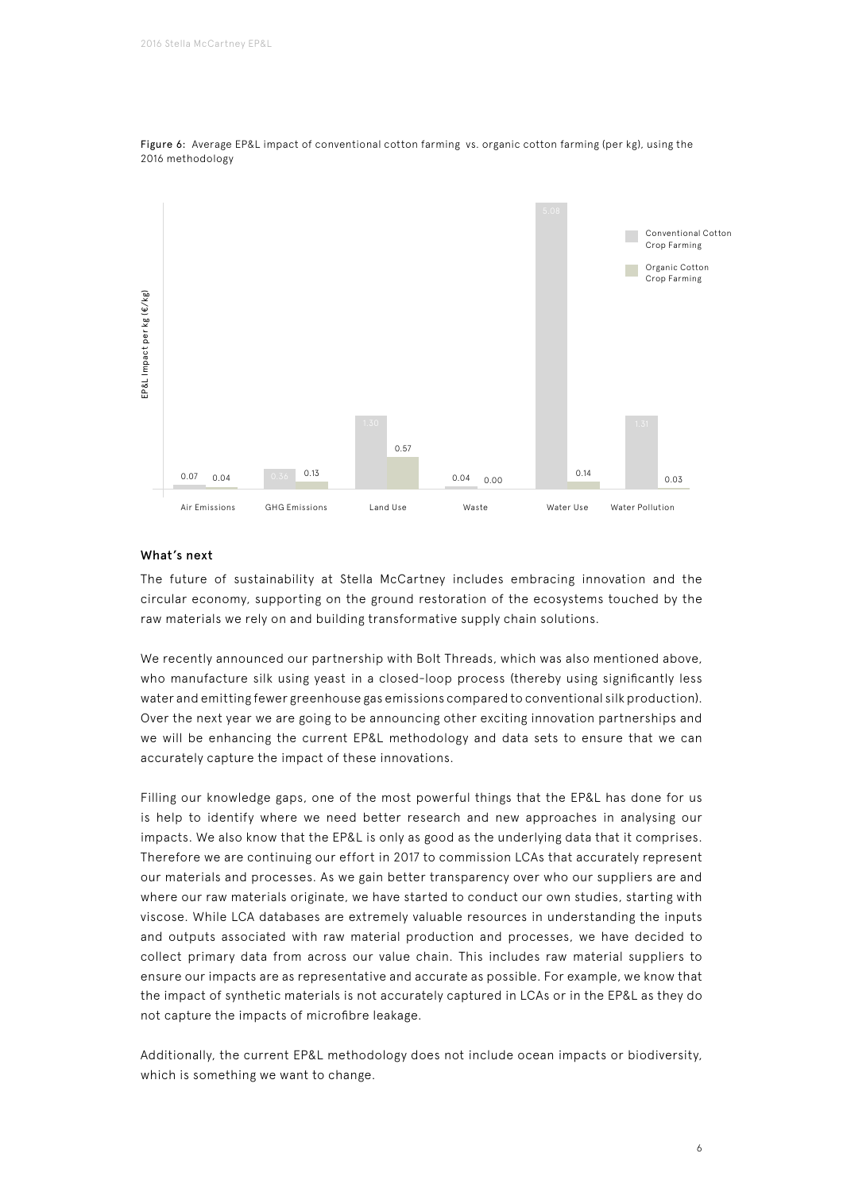Figure 6: Average EP&L impact of conventional cotton farming vs. organic cotton farming (per kg), using the 2016 methodology

| EP&L Impact per kg (€/kg) | Conventional Cotton Crop Farming | Organic Cotton Crop Farming |
| --- | --- | --- |
| Air Emissions | 0.07 | 0.04 |
| GHG Emissions | 0.36 | 0.13 |
| Land Use | 1.30 | 0.57 |
| Waste | 0.04 | 0.00 |
| Water Use | 5.08 | 0.14 |
| Water Pollution | 1.31 | 0.03 |

### What's next

The future of sustainability at Stella McCartney includes embracing innovation and the circular economy, supporting on the ground restoration of the ecosystems touched by the raw materials we rely on and building transformative supply chain solutions.

We recently announced our partnership with Bolt Threads, which was also mentioned above, who manufacture silk using yeast in a closed-loop process (thereby using significantly less water and emitting fewer greenhouse gas emissions compared to conventional silk production). Over the next year we are going to be announcing other exciting innovation partnerships and we will be enhancing the current EP&L methodology and data sets to ensure that we can accurately capture the impact of these innovations.

Filling our knowledge gaps, one of the most powerful things that the EP&L has done for us is help to identify where we need better research and new approaches in analysing our impacts. We also know that the EP&L is only as good as the underlying data that it comprises. Therefore we are continuing our effort in 2017 to commission LCAs that accurately represent our materials and processes. As we gain better transparency over who our suppliers are and where our raw materials originate, we have started to conduct our own studies, starting with viscose. While LCA databases are extremely valuable resources in understanding the inputs and outputs associated with raw material production and processes, we have decided to collect primary data from across our value chain. This includes raw material suppliers to ensure our impacts are as representative and accurate as possible. For example, we know that the impact of synthetic materials is not accurately captured in LCAs or in the EP&L as they do not capture the impacts of microfibre leakage.

Additionally, the current EP&L methodology does not include ocean impacts or biodiversity, which is something we want to change.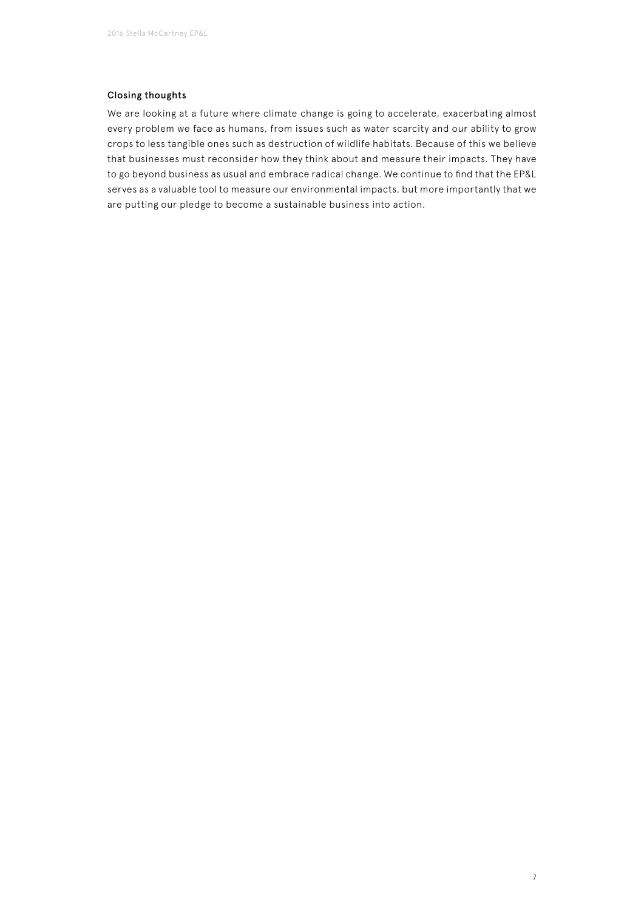**Closing thoughts**

We are looking at a future where climate change is going to accelerate, exacerbating almost every problem we face as humans, from issues such as water scarcity and our ability to grow crops to less tangible ones such as destruction of wildlife habitats. Because of this we believe that businesses must reconsider how they think about and measure their impacts. They have to go beyond business as usual and embrace radical change. We continue to find that the EP&L serves as a valuable tool to measure our environmental impacts, but more importantly that we are putting our pledge to become a sustainable business into action.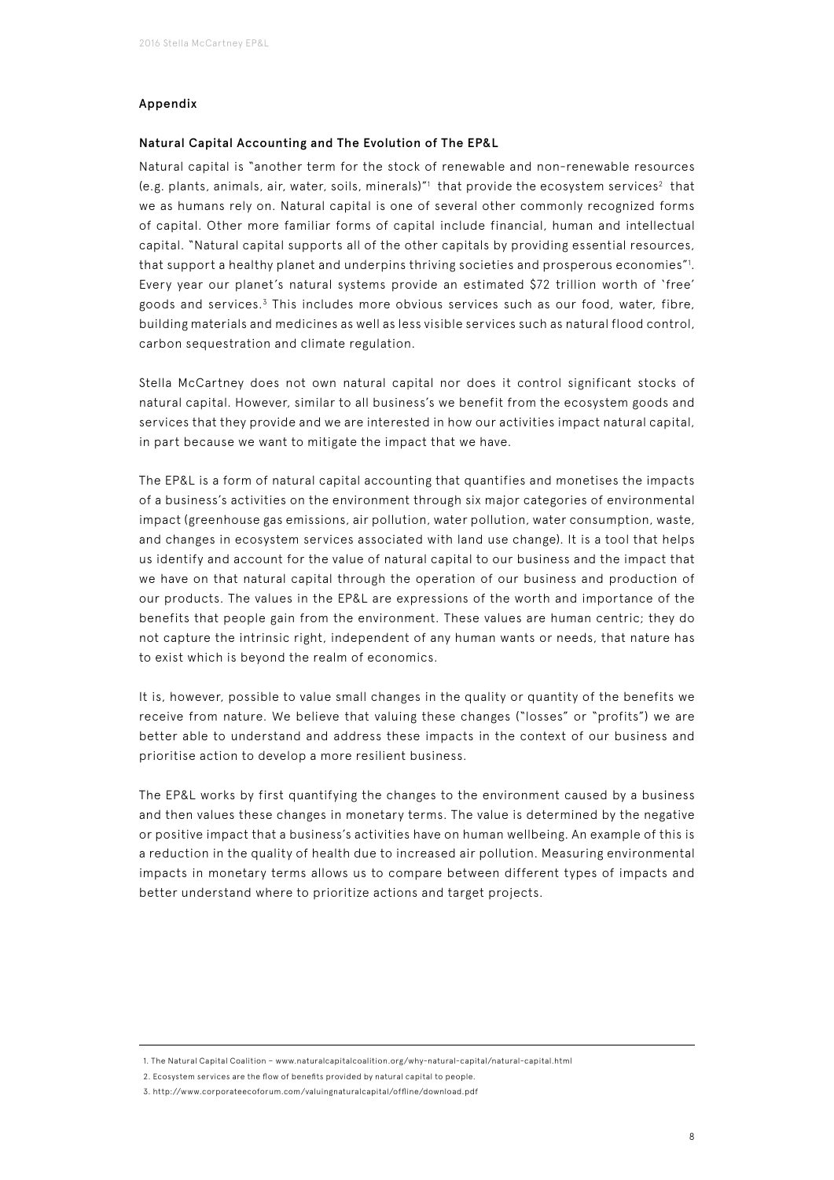## Appendix

### Natural Capital Accounting and The Evolution of The EP&L

Natural capital is "another term for the stock of renewable and non-renewable resources (e.g. plants, animals, air, water, soils, minerals)"[1] that provide the ecosystem services[2] that we as humans rely on. Natural capital is one of several other commonly recognized forms of capital. Other more familiar forms of capital include financial, human and intellectual capital. "Natural capital supports all of the other capitals by providing essential resources, that support a healthy planet and underpins thriving societies and prosperous economies"[1]. Every year our planet's natural systems provide an estimated $72 trillion worth of 'free' goods and services.[3] This includes more obvious services such as our food, water, fibre, building materials and medicines as well as less visible services such as natural flood control, carbon sequestration and climate regulation.

Stella McCartney does not own natural capital nor does it control significant stocks of natural capital. However, similar to all business's we benefit from the ecosystem goods and services that they provide and we are interested in how our activities impact natural capital, in part because we want to mitigate the impact that we have.

The EP&L is a form of natural capital accounting that quantifies and monetises the impacts of a business's activities on the environment through six major categories of environmental impact (greenhouse gas emissions, air pollution, water pollution, water consumption, waste, and changes in ecosystem services associated with land use change). It is a tool that helps us identify and account for the value of natural capital to our business and the impact that we have on that natural capital through the operation of our business and production of our products. The values in the EP&L are expressions of the worth and importance of the benefits that people gain from the environment. These values are human centric; they do not capture the intrinsic right, independent of any human wants or needs, that nature has to exist which is beyond the realm of economics.

It is, however, possible to value small changes in the quality or quantity of the benefits we receive from nature. We believe that valuing these changes ("losses" or "profits") we are better able to understand and address these impacts in the context of our business and prioritise action to develop a more resilient business.

The EP&L works by first quantifying the changes to the environment caused by a business and then values these changes in monetary terms. The value is determined by the negative or positive impact that a business's activities have on human wellbeing. An example of this is a reduction in the quality of health due to increased air pollution. Measuring environmental impacts in monetary terms allows us to compare between different types of impacts and better understand where to prioritize actions and target projects.

---

1. The Natural Capital Coalition – www.naturalcapitalcoalition.org/why-natural-capital/natural-capital.html
2. Ecosystem services are the flow of benefits provided by natural capital to people.
3. http://www.corporateecoforum.com/valuingnaturalcapital/offline/download.pdf